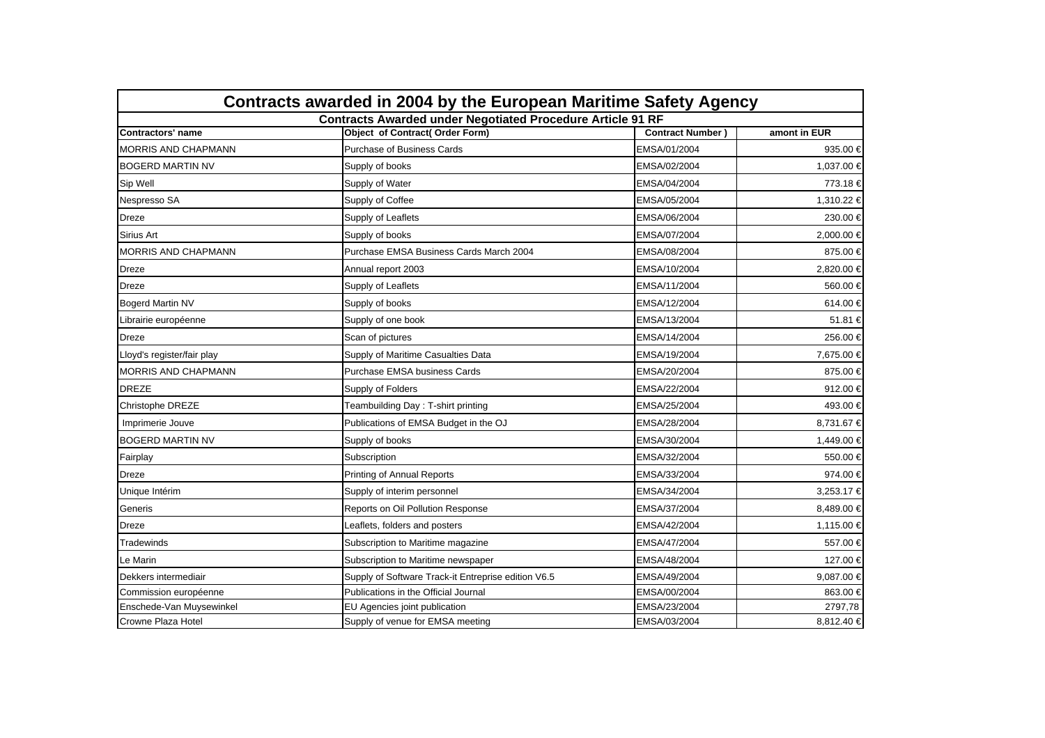# Contracts awarded in 2004 by the European Maritime Safety Agency

## Contracts Awarded under Negotiated Procedure Article 91 RF

| Contractors' name | Object of Contract( Order Form) | Contract Number ) | amont in EUR |
|---|---|---|---|
| MORRIS AND CHAPMANN | Purchase of Business Cards | EMSA/01/2004 | 935.00 € |
| BOGERD MARTIN NV | Supply of books | EMSA/02/2004 | 1,037.00 € |
| Sip Well | Supply of Water | EMSA/04/2004 | 773.18 € |
| Nespresso SA | Supply of Coffee | EMSA/05/2004 | 1,310.22 € |
| Dreze | Supply of Leaflets | EMSA/06/2004 | 230.00 € |
| Sirius Art | Supply of books | EMSA/07/2004 | 2,000.00 € |
| MORRIS AND CHAPMANN | Purchase EMSA Business Cards March 2004 | EMSA/08/2004 | 875.00 € |
| Dreze | Annual report 2003 | EMSA/10/2004 | 2,820.00 € |
| Dreze | Supply of Leaflets | EMSA/11/2004 | 560.00 € |
| Bogerd Martin NV | Supply of books | EMSA/12/2004 | 614.00 € |
| Librairie européenne | Supply of one book | EMSA/13/2004 | 51.81 € |
| Dreze | Scan of pictures | EMSA/14/2004 | 256.00 € |
| Lloyd's register/fair play | Supply of Maritime Casualties Data | EMSA/19/2004 | 7,675.00 € |
| MORRIS AND CHAPMANN | Purchase EMSA business Cards | EMSA/20/2004 | 875.00 € |
| DREZE | Supply of Folders | EMSA/22/2004 | 912.00 € |
| Christophe DREZE | Teambuilding Day : T-shirt printing | EMSA/25/2004 | 493.00 € |
| Imprimerie Jouve | Publications of EMSA Budget in the OJ | EMSA/28/2004 | 8,731.67 € |
| BOGERD MARTIN NV | Supply of books | EMSA/30/2004 | 1,449.00 € |
| Fairplay | Subscription | EMSA/32/2004 | 550.00 € |
| Dreze | Printing of Annual Reports | EMSA/33/2004 | 974.00 € |
| Unique Intérim | Supply of interim personnel | EMSA/34/2004 | 3,253.17 € |
| Generis | Reports on Oil Pollution Response | EMSA/37/2004 | 8,489.00 € |
| Dreze | Leaflets, folders and posters | EMSA/42/2004 | 1,115.00 € |
| Tradewinds | Subscription to Maritime magazine | EMSA/47/2004 | 557.00 € |
| Le Marin | Subscription to Maritime newspaper | EMSA/48/2004 | 127.00 € |
| Dekkers intermediair | Supply of Software Track-it Entreprise edition V6.5 | EMSA/49/2004 | 9,087.00 € |
| Commission européenne | Publications in the Official Journal | EMSA/00/2004 | 863.00 € |
| Enschede-Van Muysewinkel | EU Agencies joint publication | EMSA/23/2004 | 2797,78 |
| Crowne Plaza Hotel | Supply of venue for EMSA meeting | EMSA/03/2004 | 8,812.40 € |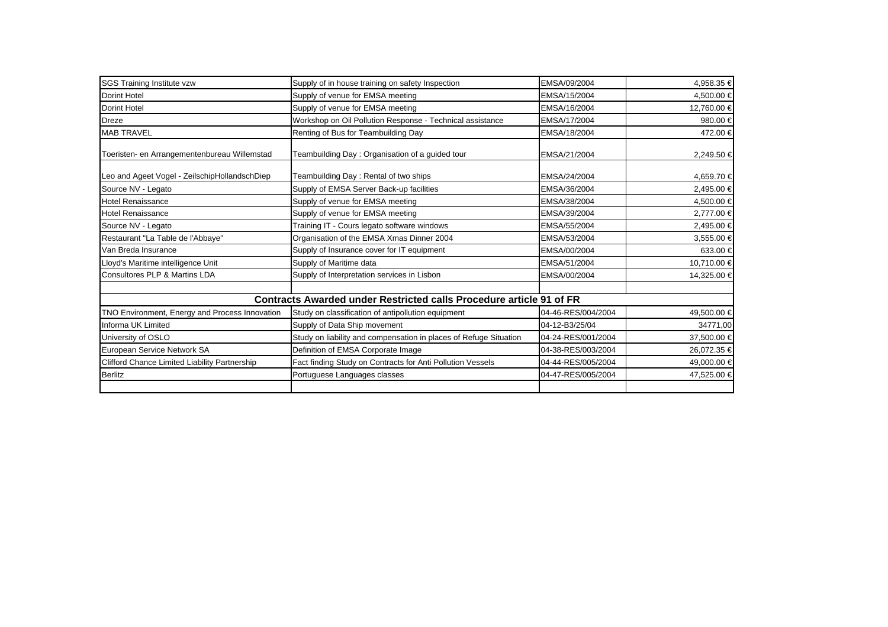| | | | |
|---|---|---|---|
| SGS Training Institute vzw | Supply of in house training on safety Inspection | EMSA/09/2004 | 4,958.35 € |
| Dorint Hotel | Supply of venue for EMSA meeting | EMSA/15/2004 | 4,500.00 € |
| Dorint Hotel | Supply of venue for EMSA meeting | EMSA/16/2004 | 12,760.00 € |
| Dreze | Workshop on Oil Pollution Response - Technical assistance | EMSA/17/2004 | 980.00 € |
| MAB TRAVEL | Renting of Bus for Teambuilding Day | EMSA/18/2004 | 472.00 € |
| Toeristen- en Arrangementenbureau Willemstad | Teambuilding Day : Organisation of a guided tour | EMSA/21/2004 | 2,249.50 € |
| Leo and Ageet Vogel - ZeilschipHollandschDiep | Teambuilding Day : Rental of two ships | EMSA/24/2004 | 4,659.70 € |
| Source NV - Legato | Supply of EMSA Server Back-up facilities | EMSA/36/2004 | 2,495.00 € |
| Hotel Renaissance | Supply of venue for EMSA meeting | EMSA/38/2004 | 4,500.00 € |
| Hotel Renaissance | Supply of venue for EMSA meeting | EMSA/39/2004 | 2,777.00 € |
| Source NV - Legato | Training IT - Cours legato software windows | EMSA/55/2004 | 2,495.00 € |
| Restaurant "La Table de l'Abbaye" | Organisation of the EMSA Xmas Dinner 2004 | EMSA/53/2004 | 3,555.00 € |
| Van Breda Insurance | Supply of Insurance cover for IT equipment | EMSA/00/2004 | 633.00 € |
| Lloyd's Maritime intelligence Unit | Supply of Maritime data | EMSA/51/2004 | 10,710.00 € |
| Consultores PLP & Martins LDA | Supply of Interpretation services in Lisbon | EMSA/00/2004 | 14,325.00 € |
| | | | |
| **Contracts Awarded under Restricted calls Procedure article 91 of FR** | | | |
| TNO Environment, Energy and Process Innovation | Study on classification of antipollution equipment | 04-46-RES/004/2004 | 49,500.00 € |
| Informa UK Limited | Supply of Data Ship movement | 04-12-B3/25/04 | 34771,00 |
| University of OSLO | Study on liability and compensation in places of Refuge Situation | 04-24-RES/001/2004 | 37,500.00 € |
| European Service Network SA | Definition of EMSA Corporate Image | 04-38-RES/003/2004 | 26,072.35 € |
| Clifford Chance Limited Liability Partnership | Fact finding Study on Contracts for Anti Pollution Vessels | 04-44-RES/005/2004 | 49,000.00 € |
| Berlitz | Portuguese Languages classes | 04-47-RES/005/2004 | 47,525.00 € |
| | | | |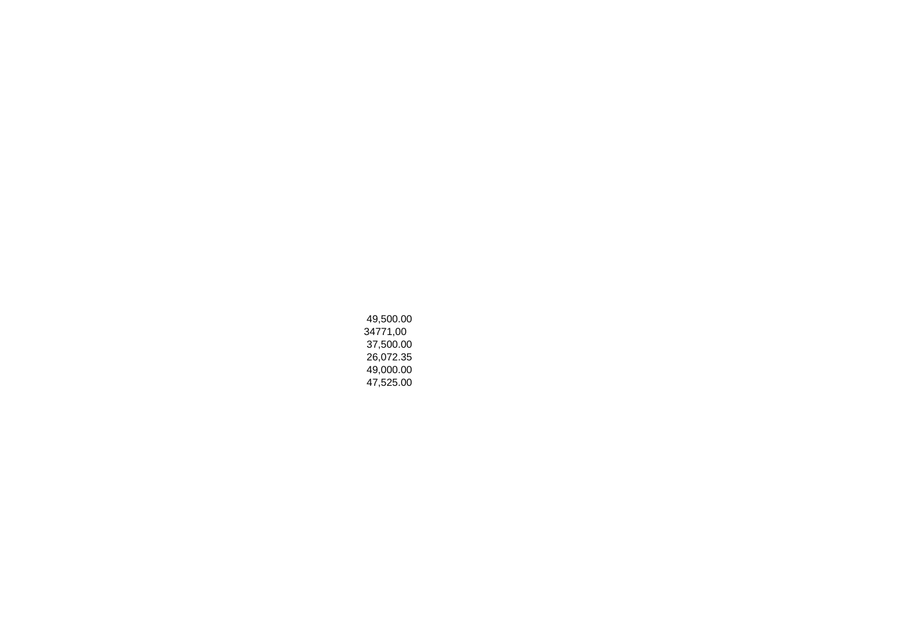49,500.00
34771,00
37,500.00
26,072.35
49,000.00
47,525.00